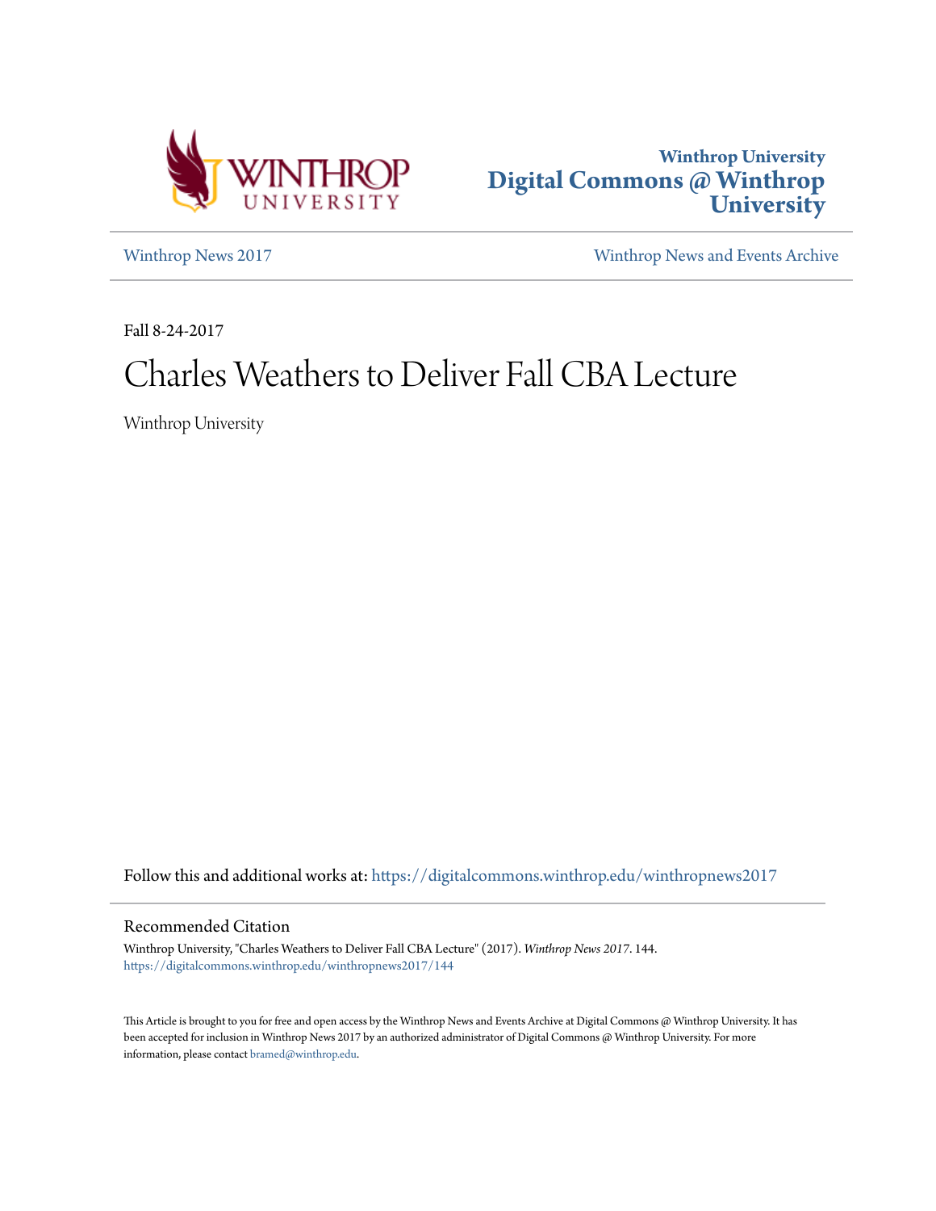Winthrop University
Digital Commons @ Winthrop University

Winthrop News 2017 | Winthrop News and Events Archive

Fall 8-24-2017

# Charles Weathers to Deliver Fall CBA Lecture

Winthrop University

Follow this and additional works at: https://digitalcommons.winthrop.edu/winthropnews2017

## Recommended Citation

Winthrop University, "Charles Weathers to Deliver Fall CBA Lecture" (2017). *Winthrop News 2017*. 144.
https://digitalcommons.winthrop.edu/winthropnews2017/144

This Article is brought to you for free and open access by the Winthrop News and Events Archive at Digital Commons @ Winthrop University. It has been accepted for inclusion in Winthrop News 2017 by an authorized administrator of Digital Commons @ Winthrop University. For more information, please contact bramed@winthrop.edu.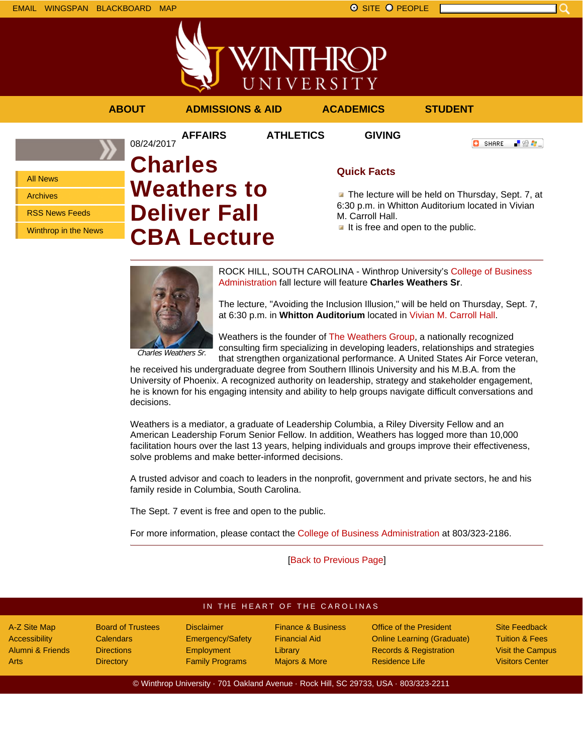EMAIL WINGSPAN BLACKBOARD MAP

SITE PEOPLE

ABOUT ADMISSIONS & AID ACADEMICS STUDENT AFFAIRS ATHLETICS GIVING

- All News
- Archives
- RSS News Feeds
- Winthrop in the News

08/24/2017

# Charles Weathers to Deliver Fall CBA Lecture

## Quick Facts

- The lecture will be held on Thursday, Sept. 7, at 6:30 p.m. in Whitton Auditorium located in Vivian M. Carroll Hall.
- It is free and open to the public.

---

*Charles Weathers Sr.*

ROCK HILL, SOUTH CAROLINA - Winthrop University's College of Business Administration fall lecture will feature **Charles Weathers Sr**.

The lecture, "Avoiding the Inclusion Illusion," will be held on Thursday, Sept. 7, at 6:30 p.m. in **Whitton Auditorium** located in Vivian M. Carroll Hall.

Weathers is the founder of The Weathers Group, a nationally recognized consulting firm specializing in developing leaders, relationships and strategies that strengthen organizational performance. A United States Air Force veteran, he received his undergraduate degree from Southern Illinois University and his M.B.A. from the University of Phoenix. A recognized authority on leadership, strategy and stakeholder engagement, he is known for his engaging intensity and ability to help groups navigate difficult conversations and decisions.

Weathers is a mediator, a graduate of Leadership Columbia, a Riley Diversity Fellow and an American Leadership Forum Senior Fellow. In addition, Weathers has logged more than 10,000 facilitation hours over the last 13 years, helping individuals and groups improve their effectiveness, solve problems and make better-informed decisions.

A trusted advisor and coach to leaders in the nonprofit, government and private sectors, he and his family reside in Columbia, South Carolina.

The Sept. 7 event is free and open to the public.

For more information, please contact the College of Business Administration at 803/323-2186.

---

[Back to Previous Page]

IN THE HEART OF THE CAROLINAS

A-Z Site Map, Accessibility, Alumni & Friends, Arts, Board of Trustees, Calendars, Directions, Directory, Disclaimer, Emergency/Safety, Employment, Family Programs, Finance & Business, Financial Aid, Library, Majors & More, Office of the President, Online Learning (Graduate), Records & Registration, Residence Life, Site Feedback, Tuition & Fees, Visit the Campus, Visitors Center

© Winthrop University · 701 Oakland Avenue · Rock Hill, SC 29733, USA · 803/323-2211